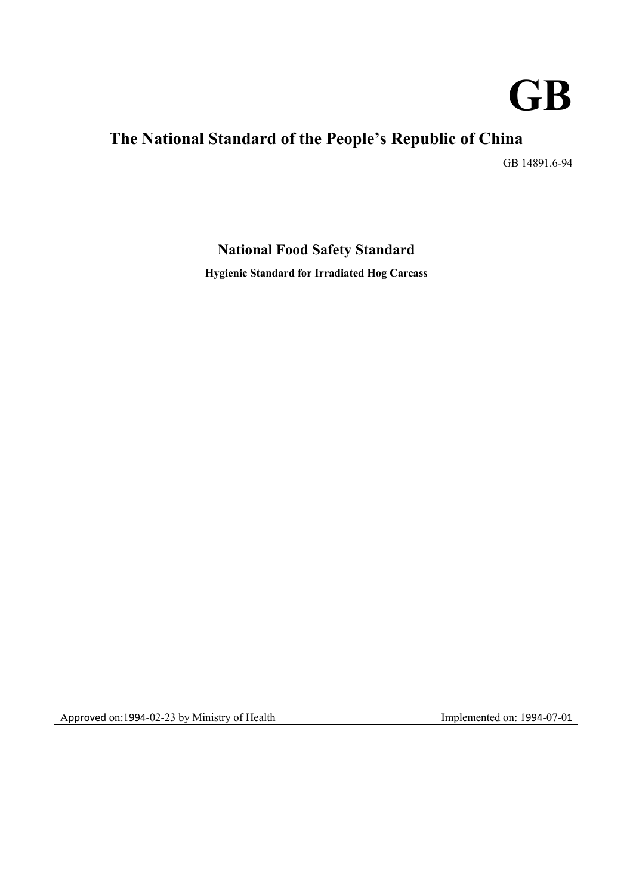# GB

## The National Standard of the People's Republic of China

GB 14891.6-94

### National Food Safety Standard

**Hygienic Standard for Irradiated Hog Carcass**

Approved on:1994-02-23 by Ministry of Health　　　　Implemented on: 1994-07-01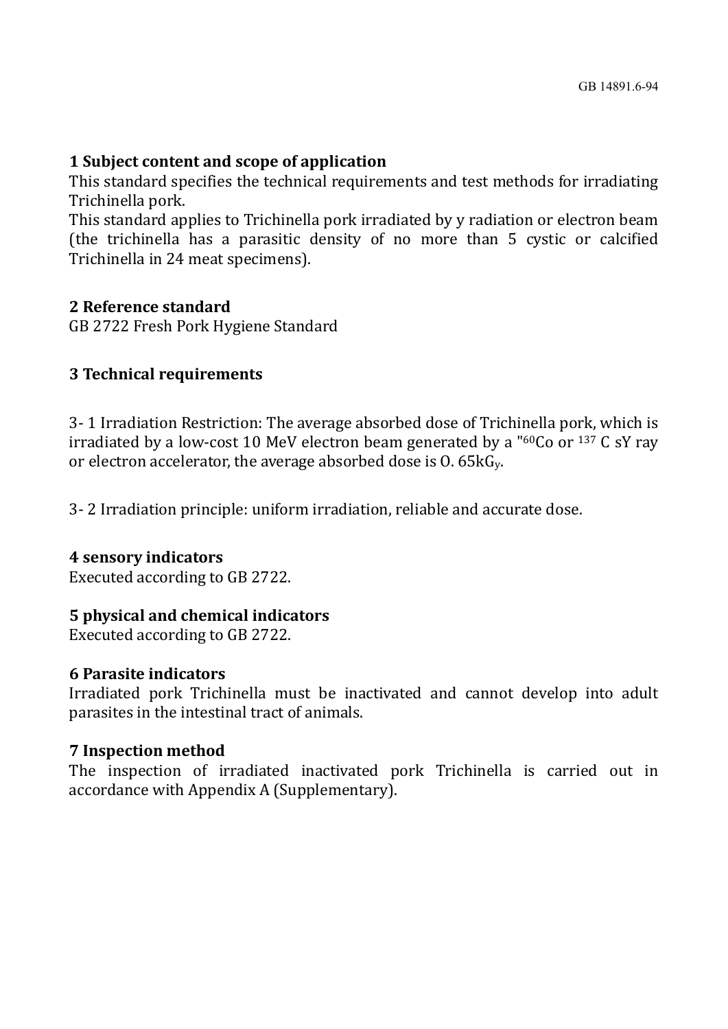## 1 Subject content and scope of application

This standard specifies the technical requirements and test methods for irradiating Trichinella pork.

This standard applies to Trichinella pork irradiated by y radiation or electron beam (the trichinella has a parasitic density of no more than 5 cystic or calcified Trichinella in 24 meat specimens).

## 2 Reference standard

GB 2722 Fresh Pork Hygiene Standard

## 3 Technical requirements

3- 1 Irradiation Restriction: The average absorbed dose of Trichinella pork, which is irradiated by a low-cost 10 MeV electron beam generated by a "$^{60}$Co or $^{137}$ C sY ray or electron accelerator, the average absorbed dose is O. 65k$G_y$.

3- 2 Irradiation principle: uniform irradiation, reliable and accurate dose.

## 4 sensory indicators

Executed according to GB 2722.

## 5 physical and chemical indicators

Executed according to GB 2722.

## 6 Parasite indicators

Irradiated pork Trichinella must be inactivated and cannot develop into adult parasites in the intestinal tract of animals.

## 7 Inspection method

The inspection of irradiated inactivated pork Trichinella is carried out in accordance with Appendix A (Supplementary).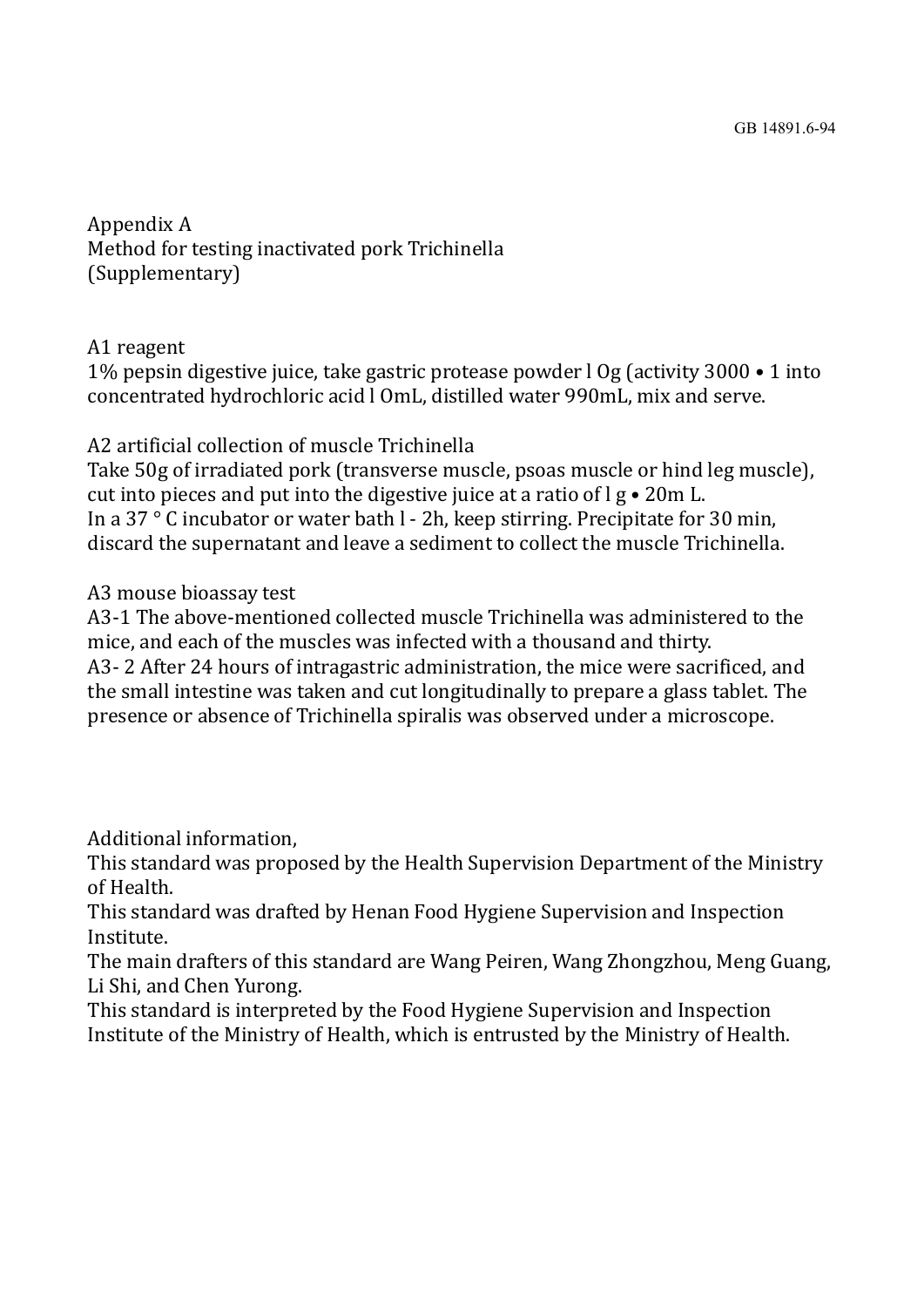# Appendix A
## Method for testing inactivated pork Trichinella
## (Supplementary)

A1 reagent

1% pepsin digestive juice, take gastric protease powder l 0g (activity 3000 • 1 into concentrated hydrochloric acid l 0mL, distilled water 990mL, mix and serve.

A2 artificial collection of muscle Trichinella

Take 50g of irradiated pork (transverse muscle, psoas muscle or hind leg muscle), cut into pieces and put into the digestive juice at a ratio of l g • 20m L.
In a 37 ° C incubator or water bath l - 2h, keep stirring. Precipitate for 30 min, discard the supernatant and leave a sediment to collect the muscle Trichinella.

A3 mouse bioassay test

A3-1 The above-mentioned collected muscle Trichinella was administered to the mice, and each of the muscles was infected with a thousand and thirty.
A3- 2 After 24 hours of intragastric administration, the mice were sacrificed, and the small intestine was taken and cut longitudinally to prepare a glass tablet. The presence or absence of Trichinella spiralis was observed under a microscope.

Additional information,
This standard was proposed by the Health Supervision Department of the Ministry of Health.
This standard was drafted by Henan Food Hygiene Supervision and Inspection Institute.
The main drafters of this standard are Wang Peiren, Wang Zhongzhou, Meng Guang, Li Shi, and Chen Yurong.
This standard is interpreted by the Food Hygiene Supervision and Inspection Institute of the Ministry of Health, which is entrusted by the Ministry of Health.